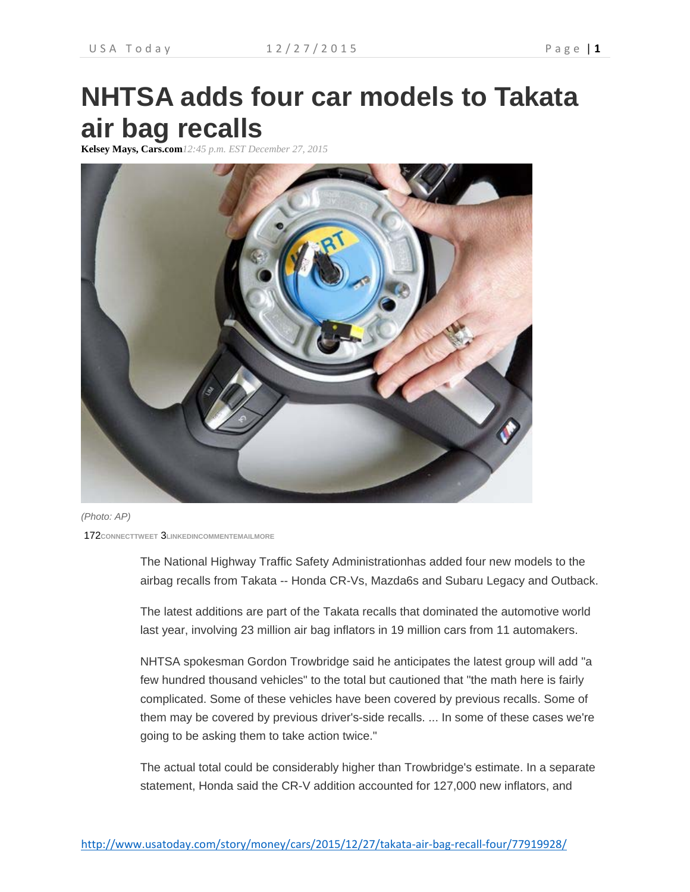# NHTSA adds four car models to Takata air bag recalls

**Kelsey Mays, Cars.com** *12:45 p.m. EST December 27, 2015*

(Photo: AP)

172CONNECTTWEET 3LINKEDINCOMMENTEMAILMORE

The National Highway Traffic Safety Administrationhas added four new models to the airbag recalls from Takata -- Honda CR-Vs, Mazda6s and Subaru Legacy and Outback.

The latest additions are part of the Takata recalls that dominated the automotive world last year, involving 23 million air bag inflators in 19 million cars from 11 automakers.

NHTSA spokesman Gordon Trowbridge said he anticipates the latest group will add "a few hundred thousand vehicles" to the total but cautioned that "the math here is fairly complicated. Some of these vehicles have been covered by previous recalls. Some of them may be covered by previous driver's-side recalls. ... In some of these cases we're going to be asking them to take action twice."

The actual total could be considerably higher than Trowbridge's estimate. In a separate statement, Honda said the CR-V addition accounted for 127,000 new inflators, and

http://www.usatoday.com/story/money/cars/2015/12/27/takata-air-bag-recall-four/77919928/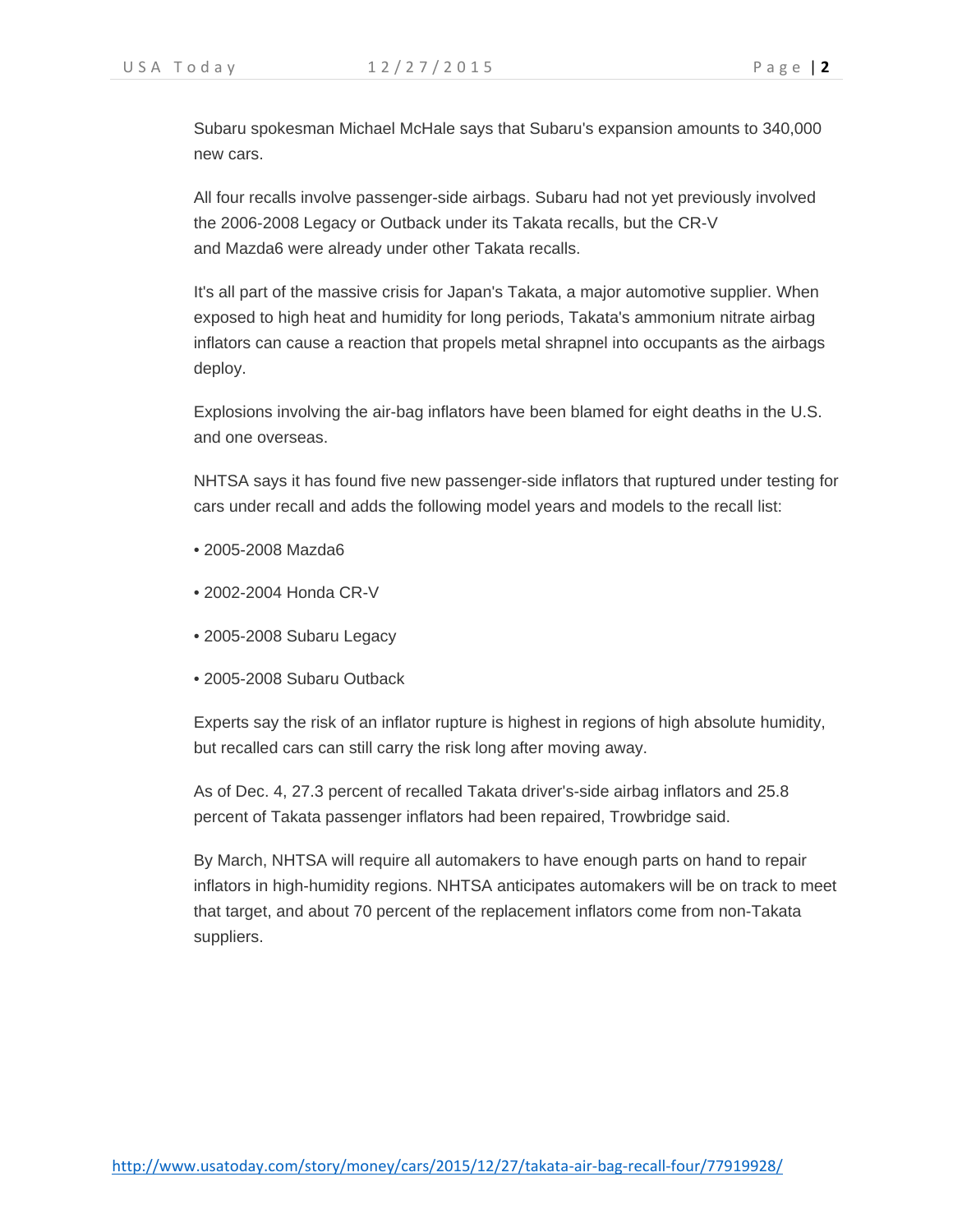Subaru spokesman Michael McHale says that Subaru's expansion amounts to 340,000 new cars.

All four recalls involve passenger-side airbags. Subaru had not yet previously involved the 2006-2008 Legacy or Outback under its Takata recalls, but the CR-V and Mazda6 were already under other Takata recalls.

It's all part of the massive crisis for Japan's Takata, a major automotive supplier. When exposed to high heat and humidity for long periods, Takata's ammonium nitrate airbag inflators can cause a reaction that propels metal shrapnel into occupants as the airbags deploy.

Explosions involving the air-bag inflators have been blamed for eight deaths in the U.S. and one overseas.

NHTSA says it has found five new passenger-side inflators that ruptured under testing for cars under recall and adds the following model years and models to the recall list:

• 2005-2008 Mazda6

• 2002-2004 Honda CR-V

• 2005-2008 Subaru Legacy

• 2005-2008 Subaru Outback

Experts say the risk of an inflator rupture is highest in regions of high absolute humidity, but recalled cars can still carry the risk long after moving away.

As of Dec. 4, 27.3 percent of recalled Takata driver's-side airbag inflators and 25.8 percent of Takata passenger inflators had been repaired, Trowbridge said.

By March, NHTSA will require all automakers to have enough parts on hand to repair inflators in high-humidity regions. NHTSA anticipates automakers will be on track to meet that target, and about 70 percent of the replacement inflators come from non-Takata suppliers.

http://www.usatoday.com/story/money/cars/2015/12/27/takata-air-bag-recall-four/77919928/